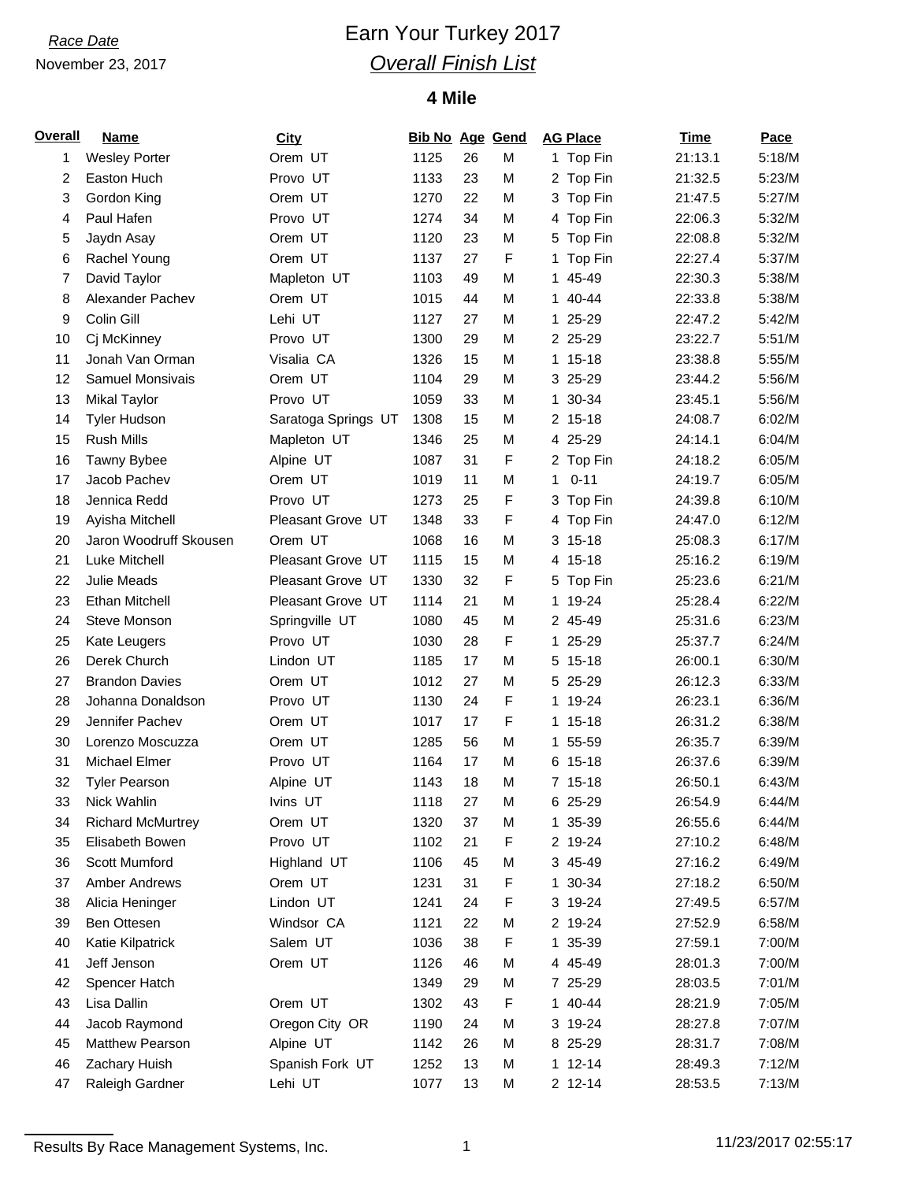*Race Date*

November 23, 2017

# Earn Your Turkey 2017

## *Overall Finish List*

### 4 Mile

| Overall | Name | City | Bib No | Age | Gend | AG Place | Time | Pace |
|---|---|---|---|---|---|---|---|---|
| 1 | Wesley Porter | Orem UT | 1125 | 26 | M | 1 Top Fin | 21:13.1 | 5:18/M |
| 2 | Easton Huch | Provo UT | 1133 | 23 | M | 2 Top Fin | 21:32.5 | 5:23/M |
| 3 | Gordon King | Orem UT | 1270 | 22 | M | 3 Top Fin | 21:47.5 | 5:27/M |
| 4 | Paul Hafen | Provo UT | 1274 | 34 | M | 4 Top Fin | 22:06.3 | 5:32/M |
| 5 | Jaydn Asay | Orem UT | 1120 | 23 | M | 5 Top Fin | 22:08.8 | 5:32/M |
| 6 | Rachel Young | Orem UT | 1137 | 27 | F | 1 Top Fin | 22:27.4 | 5:37/M |
| 7 | David Taylor | Mapleton UT | 1103 | 49 | M | 1 45-49 | 22:30.3 | 5:38/M |
| 8 | Alexander Pachev | Orem UT | 1015 | 44 | M | 1 40-44 | 22:33.8 | 5:38/M |
| 9 | Colin Gill | Lehi UT | 1127 | 27 | M | 1 25-29 | 22:47.2 | 5:42/M |
| 10 | Cj McKinney | Provo UT | 1300 | 29 | M | 2 25-29 | 23:22.7 | 5:51/M |
| 11 | Jonah Van Orman | Visalia CA | 1326 | 15 | M | 1 15-18 | 23:38.8 | 5:55/M |
| 12 | Samuel Monsivais | Orem UT | 1104 | 29 | M | 3 25-29 | 23:44.2 | 5:56/M |
| 13 | Mikal Taylor | Provo UT | 1059 | 33 | M | 1 30-34 | 23:45.1 | 5:56/M |
| 14 | Tyler Hudson | Saratoga Springs UT | 1308 | 15 | M | 2 15-18 | 24:08.7 | 6:02/M |
| 15 | Rush Mills | Mapleton UT | 1346 | 25 | M | 4 25-29 | 24:14.1 | 6:04/M |
| 16 | Tawny Bybee | Alpine UT | 1087 | 31 | F | 2 Top Fin | 24:18.2 | 6:05/M |
| 17 | Jacob Pachev | Orem UT | 1019 | 11 | M | 1 0-11 | 24:19.7 | 6:05/M |
| 18 | Jennica Redd | Provo UT | 1273 | 25 | F | 3 Top Fin | 24:39.8 | 6:10/M |
| 19 | Ayisha Mitchell | Pleasant Grove UT | 1348 | 33 | F | 4 Top Fin | 24:47.0 | 6:12/M |
| 20 | Jaron Woodruff Skousen | Orem UT | 1068 | 16 | M | 3 15-18 | 25:08.3 | 6:17/M |
| 21 | Luke Mitchell | Pleasant Grove UT | 1115 | 15 | M | 4 15-18 | 25:16.2 | 6:19/M |
| 22 | Julie Meads | Pleasant Grove UT | 1330 | 32 | F | 5 Top Fin | 25:23.6 | 6:21/M |
| 23 | Ethan Mitchell | Pleasant Grove UT | 1114 | 21 | M | 1 19-24 | 25:28.4 | 6:22/M |
| 24 | Steve Monson | Springville UT | 1080 | 45 | M | 2 45-49 | 25:31.6 | 6:23/M |
| 25 | Kate Leugers | Provo UT | 1030 | 28 | F | 1 25-29 | 25:37.7 | 6:24/M |
| 26 | Derek Church | Lindon UT | 1185 | 17 | M | 5 15-18 | 26:00.1 | 6:30/M |
| 27 | Brandon Davies | Orem UT | 1012 | 27 | M | 5 25-29 | 26:12.3 | 6:33/M |
| 28 | Johanna Donaldson | Provo UT | 1130 | 24 | F | 1 19-24 | 26:23.1 | 6:36/M |
| 29 | Jennifer Pachev | Orem UT | 1017 | 17 | F | 1 15-18 | 26:31.2 | 6:38/M |
| 30 | Lorenzo Moscuzza | Orem UT | 1285 | 56 | M | 1 55-59 | 26:35.7 | 6:39/M |
| 31 | Michael Elmer | Provo UT | 1164 | 17 | M | 6 15-18 | 26:37.6 | 6:39/M |
| 32 | Tyler Pearson | Alpine UT | 1143 | 18 | M | 7 15-18 | 26:50.1 | 6:43/M |
| 33 | Nick Wahlin | Ivins UT | 1118 | 27 | M | 6 25-29 | 26:54.9 | 6:44/M |
| 34 | Richard McMurtrey | Orem UT | 1320 | 37 | M | 1 35-39 | 26:55.6 | 6:44/M |
| 35 | Elisabeth Bowen | Provo UT | 1102 | 21 | F | 2 19-24 | 27:10.2 | 6:48/M |
| 36 | Scott Mumford | Highland UT | 1106 | 45 | M | 3 45-49 | 27:16.2 | 6:49/M |
| 37 | Amber Andrews | Orem UT | 1231 | 31 | F | 1 30-34 | 27:18.2 | 6:50/M |
| 38 | Alicia Heninger | Lindon UT | 1241 | 24 | F | 3 19-24 | 27:49.5 | 6:57/M |
| 39 | Ben Ottesen | Windsor CA | 1121 | 22 | M | 2 19-24 | 27:52.9 | 6:58/M |
| 40 | Katie Kilpatrick | Salem UT | 1036 | 38 | F | 1 35-39 | 27:59.1 | 7:00/M |
| 41 | Jeff Jenson | Orem UT | 1126 | 46 | M | 4 45-49 | 28:01.3 | 7:00/M |
| 42 | Spencer Hatch | | 1349 | 29 | M | 7 25-29 | 28:03.5 | 7:01/M |
| 43 | Lisa Dallin | Orem UT | 1302 | 43 | F | 1 40-44 | 28:21.9 | 7:05/M |
| 44 | Jacob Raymond | Oregon City OR | 1190 | 24 | M | 3 19-24 | 28:27.8 | 7:07/M |
| 45 | Matthew Pearson | Alpine UT | 1142 | 26 | M | 8 25-29 | 28:31.7 | 7:08/M |
| 46 | Zachary Huish | Spanish Fork UT | 1252 | 13 | M | 1 12-14 | 28:49.3 | 7:12/M |
| 47 | Raleigh Gardner | Lehi UT | 1077 | 13 | M | 2 12-14 | 28:53.5 | 7:13/M |

Results By Race Management Systems, Inc.

11/23/2017 02:55:17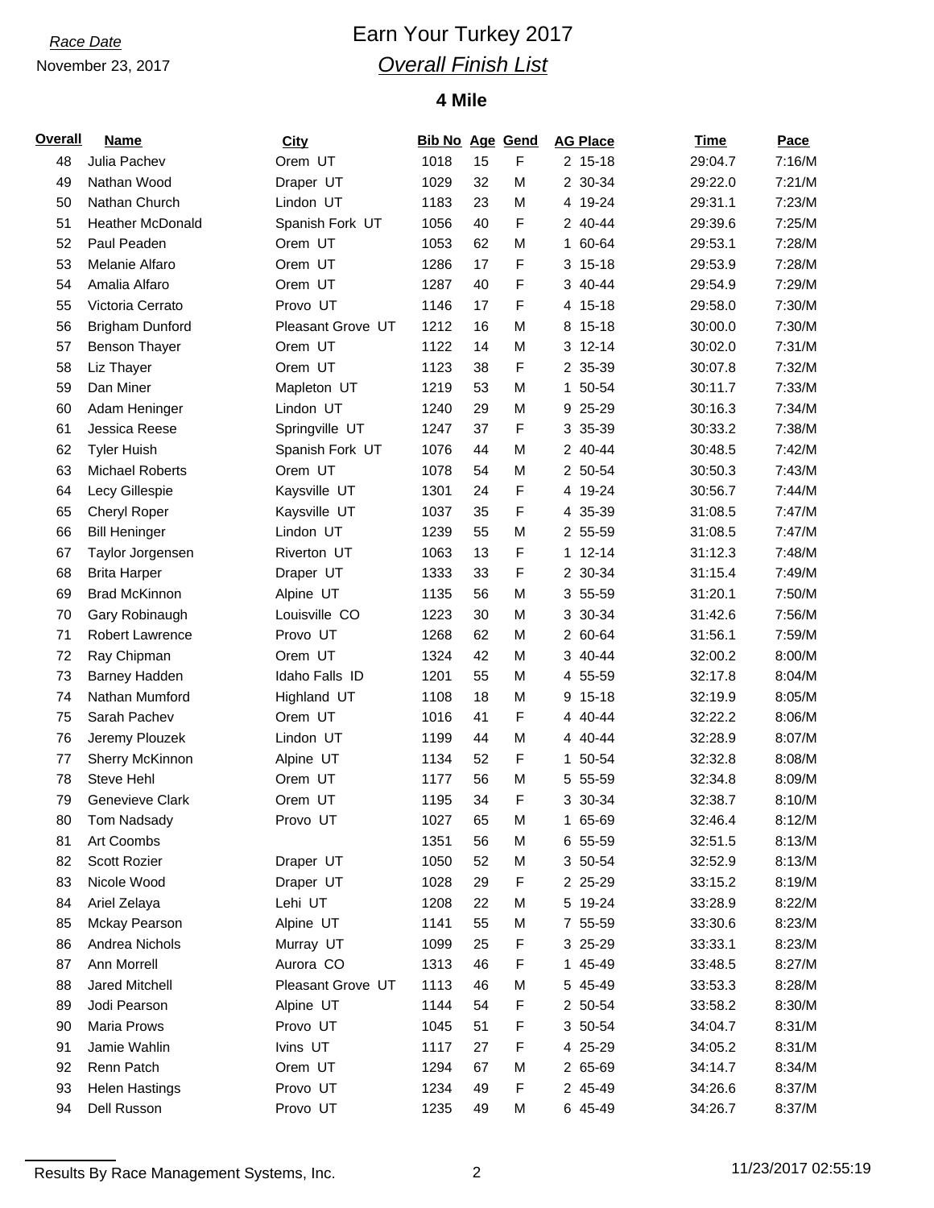*Race Date*

November 23, 2017

# Earn Your Turkey 2017

## *Overall Finish List*

### 4 Mile

| Overall | Name | City | Bib No | Age | Gend | AG Place | Time | Pace |
|---|---|---|---|---|---|---|---|---|
| 48 | Julia Pachev | Orem UT | 1018 | 15 | F | 2 15-18 | 29:04.7 | 7:16/M |
| 49 | Nathan Wood | Draper UT | 1029 | 32 | M | 2 30-34 | 29:22.0 | 7:21/M |
| 50 | Nathan Church | Lindon UT | 1183 | 23 | M | 4 19-24 | 29:31.1 | 7:23/M |
| 51 | Heather McDonald | Spanish Fork UT | 1056 | 40 | F | 2 40-44 | 29:39.6 | 7:25/M |
| 52 | Paul Peaden | Orem UT | 1053 | 62 | M | 1 60-64 | 29:53.1 | 7:28/M |
| 53 | Melanie Alfaro | Orem UT | 1286 | 17 | F | 3 15-18 | 29:53.9 | 7:28/M |
| 54 | Amalia Alfaro | Orem UT | 1287 | 40 | F | 3 40-44 | 29:54.9 | 7:29/M |
| 55 | Victoria Cerrato | Provo UT | 1146 | 17 | F | 4 15-18 | 29:58.0 | 7:30/M |
| 56 | Brigham Dunford | Pleasant Grove UT | 1212 | 16 | M | 8 15-18 | 30:00.0 | 7:30/M |
| 57 | Benson Thayer | Orem UT | 1122 | 14 | M | 3 12-14 | 30:02.0 | 7:31/M |
| 58 | Liz Thayer | Orem UT | 1123 | 38 | F | 2 35-39 | 30:07.8 | 7:32/M |
| 59 | Dan Miner | Mapleton UT | 1219 | 53 | M | 1 50-54 | 30:11.7 | 7:33/M |
| 60 | Adam Heninger | Lindon UT | 1240 | 29 | M | 9 25-29 | 30:16.3 | 7:34/M |
| 61 | Jessica Reese | Springville UT | 1247 | 37 | F | 3 35-39 | 30:33.2 | 7:38/M |
| 62 | Tyler Huish | Spanish Fork UT | 1076 | 44 | M | 2 40-44 | 30:48.5 | 7:42/M |
| 63 | Michael Roberts | Orem UT | 1078 | 54 | M | 2 50-54 | 30:50.3 | 7:43/M |
| 64 | Lecy Gillespie | Kaysville UT | 1301 | 24 | F | 4 19-24 | 30:56.7 | 7:44/M |
| 65 | Cheryl Roper | Kaysville UT | 1037 | 35 | F | 4 35-39 | 31:08.5 | 7:47/M |
| 66 | Bill Heninger | Lindon UT | 1239 | 55 | M | 2 55-59 | 31:08.5 | 7:47/M |
| 67 | Taylor Jorgensen | Riverton UT | 1063 | 13 | F | 1 12-14 | 31:12.3 | 7:48/M |
| 68 | Brita Harper | Draper UT | 1333 | 33 | F | 2 30-34 | 31:15.4 | 7:49/M |
| 69 | Brad McKinnon | Alpine UT | 1135 | 56 | M | 3 55-59 | 31:20.1 | 7:50/M |
| 70 | Gary Robinaugh | Louisville CO | 1223 | 30 | M | 3 30-34 | 31:42.6 | 7:56/M |
| 71 | Robert Lawrence | Provo UT | 1268 | 62 | M | 2 60-64 | 31:56.1 | 7:59/M |
| 72 | Ray Chipman | Orem UT | 1324 | 42 | M | 3 40-44 | 32:00.2 | 8:00/M |
| 73 | Barney Hadden | Idaho Falls ID | 1201 | 55 | M | 4 55-59 | 32:17.8 | 8:04/M |
| 74 | Nathan Mumford | Highland UT | 1108 | 18 | M | 9 15-18 | 32:19.9 | 8:05/M |
| 75 | Sarah Pachev | Orem UT | 1016 | 41 | F | 4 40-44 | 32:22.2 | 8:06/M |
| 76 | Jeremy Plouzek | Lindon UT | 1199 | 44 | M | 4 40-44 | 32:28.9 | 8:07/M |
| 77 | Sherry McKinnon | Alpine UT | 1134 | 52 | F | 1 50-54 | 32:32.8 | 8:08/M |
| 78 | Steve Hehl | Orem UT | 1177 | 56 | M | 5 55-59 | 32:34.8 | 8:09/M |
| 79 | Genevieve Clark | Orem UT | 1195 | 34 | F | 3 30-34 | 32:38.7 | 8:10/M |
| 80 | Tom Nadsady | Provo UT | 1027 | 65 | M | 1 65-69 | 32:46.4 | 8:12/M |
| 81 | Art Coombs | | 1351 | 56 | M | 6 55-59 | 32:51.5 | 8:13/M |
| 82 | Scott Rozier | Draper UT | 1050 | 52 | M | 3 50-54 | 32:52.9 | 8:13/M |
| 83 | Nicole Wood | Draper UT | 1028 | 29 | F | 2 25-29 | 33:15.2 | 8:19/M |
| 84 | Ariel Zelaya | Lehi UT | 1208 | 22 | M | 5 19-24 | 33:28.9 | 8:22/M |
| 85 | Mckay Pearson | Alpine UT | 1141 | 55 | M | 7 55-59 | 33:30.6 | 8:23/M |
| 86 | Andrea Nichols | Murray UT | 1099 | 25 | F | 3 25-29 | 33:33.1 | 8:23/M |
| 87 | Ann Morrell | Aurora CO | 1313 | 46 | F | 1 45-49 | 33:48.5 | 8:27/M |
| 88 | Jared Mitchell | Pleasant Grove UT | 1113 | 46 | M | 5 45-49 | 33:53.3 | 8:28/M |
| 89 | Jodi Pearson | Alpine UT | 1144 | 54 | F | 2 50-54 | 33:58.2 | 8:30/M |
| 90 | Maria Prows | Provo UT | 1045 | 51 | F | 3 50-54 | 34:04.7 | 8:31/M |
| 91 | Jamie Wahlin | Ivins UT | 1117 | 27 | F | 4 25-29 | 34:05.2 | 8:31/M |
| 92 | Renn Patch | Orem UT | 1294 | 67 | M | 2 65-69 | 34:14.7 | 8:34/M |
| 93 | Helen Hastings | Provo UT | 1234 | 49 | F | 2 45-49 | 34:26.6 | 8:37/M |
| 94 | Dell Russon | Provo UT | 1235 | 49 | M | 6 45-49 | 34:26.7 | 8:37/M |

Results By Race Management Systems, Inc. 11/23/2017 02:55:19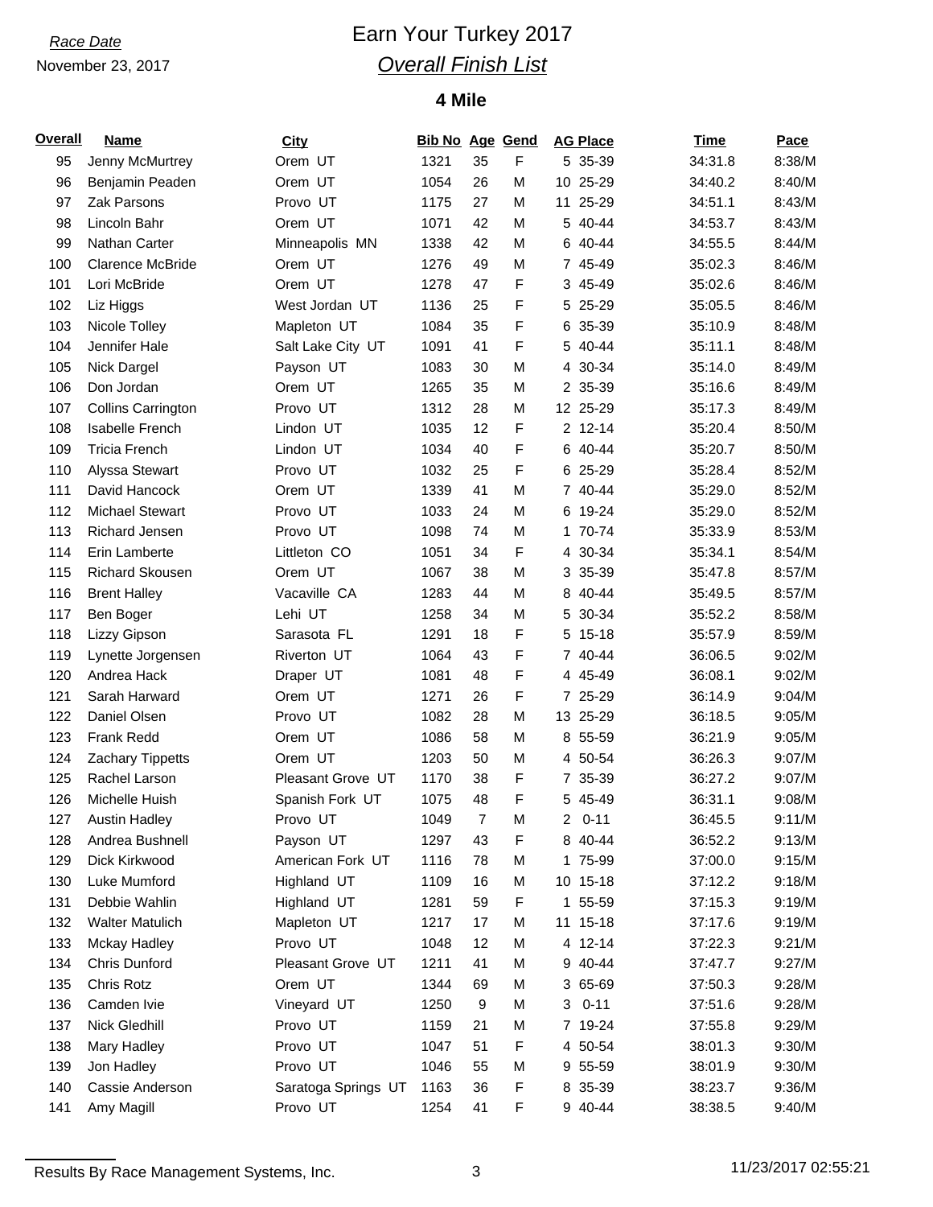*Race Date*

November 23, 2017

# Earn Your Turkey 2017

## *Overall Finish List*

### 4 Mile

| Overall | Name | City | Bib No | Age | Gend | AG Place | Time | Pace |
|---|---|---|---|---|---|---|---|---|
| 95 | Jenny McMurtrey | Orem UT | 1321 | 35 | F | 5 35-39 | 34:31.8 | 8:38/M |
| 96 | Benjamin Peaden | Orem UT | 1054 | 26 | M | 10 25-29 | 34:40.2 | 8:40/M |
| 97 | Zak Parsons | Provo UT | 1175 | 27 | M | 11 25-29 | 34:51.1 | 8:43/M |
| 98 | Lincoln Bahr | Orem UT | 1071 | 42 | M | 5 40-44 | 34:53.7 | 8:43/M |
| 99 | Nathan Carter | Minneapolis MN | 1338 | 42 | M | 6 40-44 | 34:55.5 | 8:44/M |
| 100 | Clarence McBride | Orem UT | 1276 | 49 | M | 7 45-49 | 35:02.3 | 8:46/M |
| 101 | Lori McBride | Orem UT | 1278 | 47 | F | 3 45-49 | 35:02.6 | 8:46/M |
| 102 | Liz Higgs | West Jordan UT | 1136 | 25 | F | 5 25-29 | 35:05.5 | 8:46/M |
| 103 | Nicole Tolley | Mapleton UT | 1084 | 35 | F | 6 35-39 | 35:10.9 | 8:48/M |
| 104 | Jennifer Hale | Salt Lake City UT | 1091 | 41 | F | 5 40-44 | 35:11.1 | 8:48/M |
| 105 | Nick Dargel | Payson UT | 1083 | 30 | M | 4 30-34 | 35:14.0 | 8:49/M |
| 106 | Don Jordan | Orem UT | 1265 | 35 | M | 2 35-39 | 35:16.6 | 8:49/M |
| 107 | Collins Carrington | Provo UT | 1312 | 28 | M | 12 25-29 | 35:17.3 | 8:49/M |
| 108 | Isabelle French | Lindon UT | 1035 | 12 | F | 2 12-14 | 35:20.4 | 8:50/M |
| 109 | Tricia French | Lindon UT | 1034 | 40 | F | 6 40-44 | 35:20.7 | 8:50/M |
| 110 | Alyssa Stewart | Provo UT | 1032 | 25 | F | 6 25-29 | 35:28.4 | 8:52/M |
| 111 | David Hancock | Orem UT | 1339 | 41 | M | 7 40-44 | 35:29.0 | 8:52/M |
| 112 | Michael Stewart | Provo UT | 1033 | 24 | M | 6 19-24 | 35:29.0 | 8:52/M |
| 113 | Richard Jensen | Provo UT | 1098 | 74 | M | 1 70-74 | 35:33.9 | 8:53/M |
| 114 | Erin Lamberte | Littleton CO | 1051 | 34 | F | 4 30-34 | 35:34.1 | 8:54/M |
| 115 | Richard Skousen | Orem UT | 1067 | 38 | M | 3 35-39 | 35:47.8 | 8:57/M |
| 116 | Brent Halley | Vacaville CA | 1283 | 44 | M | 8 40-44 | 35:49.5 | 8:57/M |
| 117 | Ben Boger | Lehi UT | 1258 | 34 | M | 5 30-34 | 35:52.2 | 8:58/M |
| 118 | Lizzy Gipson | Sarasota FL | 1291 | 18 | F | 5 15-18 | 35:57.9 | 8:59/M |
| 119 | Lynette Jorgensen | Riverton UT | 1064 | 43 | F | 7 40-44 | 36:06.5 | 9:02/M |
| 120 | Andrea Hack | Draper UT | 1081 | 48 | F | 4 45-49 | 36:08.1 | 9:02/M |
| 121 | Sarah Harward | Orem UT | 1271 | 26 | F | 7 25-29 | 36:14.9 | 9:04/M |
| 122 | Daniel Olsen | Provo UT | 1082 | 28 | M | 13 25-29 | 36:18.5 | 9:05/M |
| 123 | Frank Redd | Orem UT | 1086 | 58 | M | 8 55-59 | 36:21.9 | 9:05/M |
| 124 | Zachary Tippetts | Orem UT | 1203 | 50 | M | 4 50-54 | 36:26.3 | 9:07/M |
| 125 | Rachel Larson | Pleasant Grove UT | 1170 | 38 | F | 7 35-39 | 36:27.2 | 9:07/M |
| 126 | Michelle Huish | Spanish Fork UT | 1075 | 48 | F | 5 45-49 | 36:31.1 | 9:08/M |
| 127 | Austin Hadley | Provo UT | 1049 | 7 | M | 2 0-11 | 36:45.5 | 9:11/M |
| 128 | Andrea Bushnell | Payson UT | 1297 | 43 | F | 8 40-44 | 36:52.2 | 9:13/M |
| 129 | Dick Kirkwood | American Fork UT | 1116 | 78 | M | 1 75-99 | 37:00.0 | 9:15/M |
| 130 | Luke Mumford | Highland UT | 1109 | 16 | M | 10 15-18 | 37:12.2 | 9:18/M |
| 131 | Debbie Wahlin | Highland UT | 1281 | 59 | F | 1 55-59 | 37:15.3 | 9:19/M |
| 132 | Walter Matulich | Mapleton UT | 1217 | 17 | M | 11 15-18 | 37:17.6 | 9:19/M |
| 133 | Mckay Hadley | Provo UT | 1048 | 12 | M | 4 12-14 | 37:22.3 | 9:21/M |
| 134 | Chris Dunford | Pleasant Grove UT | 1211 | 41 | M | 9 40-44 | 37:47.7 | 9:27/M |
| 135 | Chris Rotz | Orem UT | 1344 | 69 | M | 3 65-69 | 37:50.3 | 9:28/M |
| 136 | Camden Ivie | Vineyard UT | 1250 | 9 | M | 3 0-11 | 37:51.6 | 9:28/M |
| 137 | Nick Gledhill | Provo UT | 1159 | 21 | M | 7 19-24 | 37:55.8 | 9:29/M |
| 138 | Mary Hadley | Provo UT | 1047 | 51 | F | 4 50-54 | 38:01.3 | 9:30/M |
| 139 | Jon Hadley | Provo UT | 1046 | 55 | M | 9 55-59 | 38:01.9 | 9:30/M |
| 140 | Cassie Anderson | Saratoga Springs UT | 1163 | 36 | F | 8 35-39 | 38:23.7 | 9:36/M |
| 141 | Amy Magill | Provo UT | 1254 | 41 | F | 9 40-44 | 38:38.5 | 9:40/M |

Results By Race Management Systems, Inc. 11/23/2017 02:55:21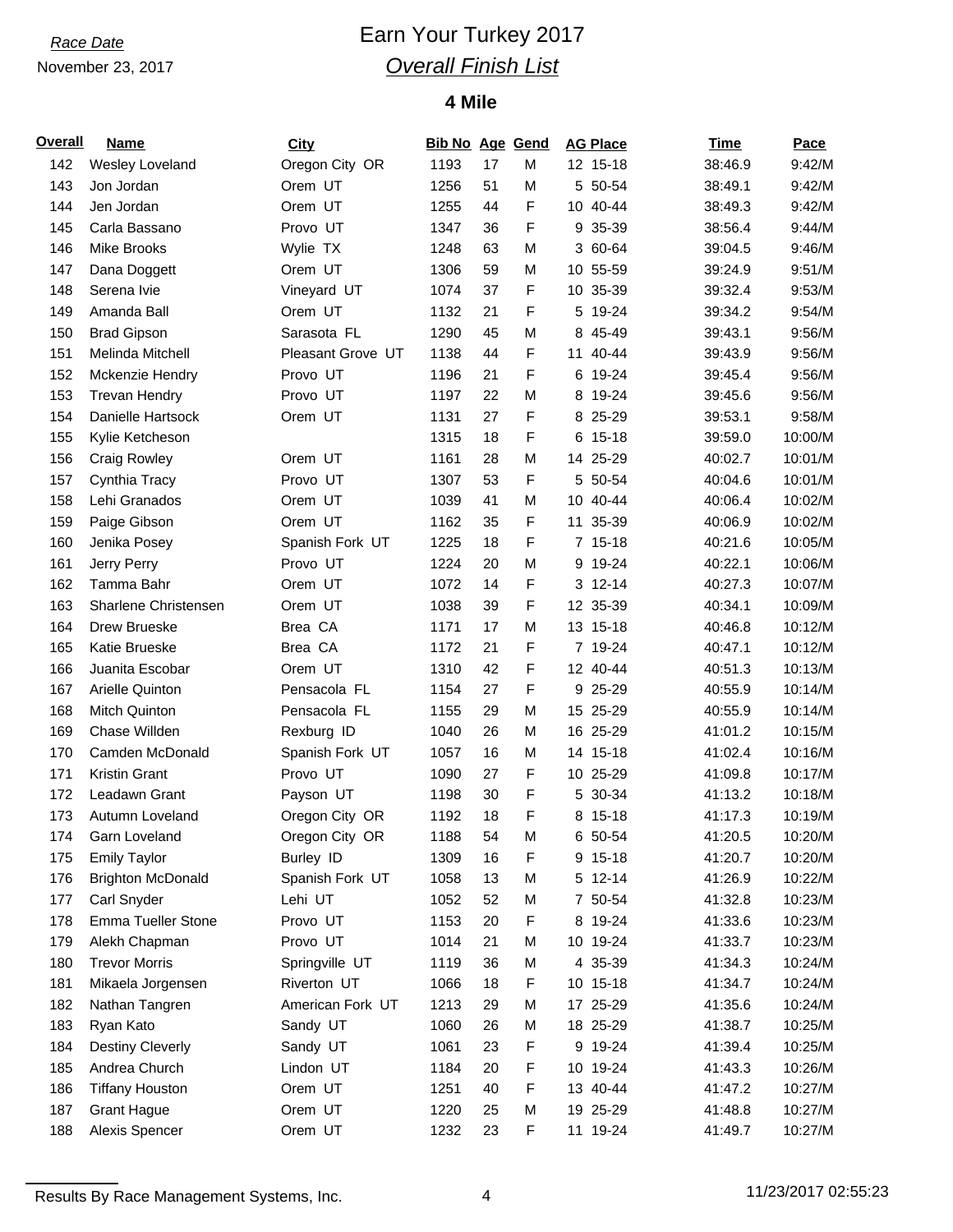*Race Date*
November 23, 2017

# Earn Your Turkey 2017
## *Overall Finish List*
### 4 Mile

| Overall | Name | City | Bib No | Age | Gend | AG Place | Time | Pace |
|---|---|---|---|---|---|---|---|---|
| 142 | Wesley Loveland | Oregon City OR | 1193 | 17 | M | 12 15-18 | 38:46.9 | 9:42/M |
| 143 | Jon Jordan | Orem UT | 1256 | 51 | M | 5 50-54 | 38:49.1 | 9:42/M |
| 144 | Jen Jordan | Orem UT | 1255 | 44 | F | 10 40-44 | 38:49.3 | 9:42/M |
| 145 | Carla Bassano | Provo UT | 1347 | 36 | F | 9 35-39 | 38:56.4 | 9:44/M |
| 146 | Mike Brooks | Wylie TX | 1248 | 63 | M | 3 60-64 | 39:04.5 | 9:46/M |
| 147 | Dana Doggett | Orem UT | 1306 | 59 | M | 10 55-59 | 39:24.9 | 9:51/M |
| 148 | Serena Ivie | Vineyard UT | 1074 | 37 | F | 10 35-39 | 39:32.4 | 9:53/M |
| 149 | Amanda Ball | Orem UT | 1132 | 21 | F | 5 19-24 | 39:34.2 | 9:54/M |
| 150 | Brad Gipson | Sarasota FL | 1290 | 45 | M | 8 45-49 | 39:43.1 | 9:56/M |
| 151 | Melinda Mitchell | Pleasant Grove UT | 1138 | 44 | F | 11 40-44 | 39:43.9 | 9:56/M |
| 152 | Mckenzie Hendry | Provo UT | 1196 | 21 | F | 6 19-24 | 39:45.4 | 9:56/M |
| 153 | Trevan Hendry | Provo UT | 1197 | 22 | M | 8 19-24 | 39:45.6 | 9:56/M |
| 154 | Danielle Hartsock | Orem UT | 1131 | 27 | F | 8 25-29 | 39:53.1 | 9:58/M |
| 155 | Kylie Ketcheson | | 1315 | 18 | F | 6 15-18 | 39:59.0 | 10:00/M |
| 156 | Craig Rowley | Orem UT | 1161 | 28 | M | 14 25-29 | 40:02.7 | 10:01/M |
| 157 | Cynthia Tracy | Provo UT | 1307 | 53 | F | 5 50-54 | 40:04.6 | 10:01/M |
| 158 | Lehi Granados | Orem UT | 1039 | 41 | M | 10 40-44 | 40:06.4 | 10:02/M |
| 159 | Paige Gibson | Orem UT | 1162 | 35 | F | 11 35-39 | 40:06.9 | 10:02/M |
| 160 | Jenika Posey | Spanish Fork UT | 1225 | 18 | F | 7 15-18 | 40:21.6 | 10:05/M |
| 161 | Jerry Perry | Provo UT | 1224 | 20 | M | 9 19-24 | 40:22.1 | 10:06/M |
| 162 | Tamma Bahr | Orem UT | 1072 | 14 | F | 3 12-14 | 40:27.3 | 10:07/M |
| 163 | Sharlene Christensen | Orem UT | 1038 | 39 | F | 12 35-39 | 40:34.1 | 10:09/M |
| 164 | Drew Brueske | Brea CA | 1171 | 17 | M | 13 15-18 | 40:46.8 | 10:12/M |
| 165 | Katie Brueske | Brea CA | 1172 | 21 | F | 7 19-24 | 40:47.1 | 10:12/M |
| 166 | Juanita Escobar | Orem UT | 1310 | 42 | F | 12 40-44 | 40:51.3 | 10:13/M |
| 167 | Arielle Quinton | Pensacola FL | 1154 | 27 | F | 9 25-29 | 40:55.9 | 10:14/M |
| 168 | Mitch Quinton | Pensacola FL | 1155 | 29 | M | 15 25-29 | 40:55.9 | 10:14/M |
| 169 | Chase Willden | Rexburg ID | 1040 | 26 | M | 16 25-29 | 41:01.2 | 10:15/M |
| 170 | Camden McDonald | Spanish Fork UT | 1057 | 16 | M | 14 15-18 | 41:02.4 | 10:16/M |
| 171 | Kristin Grant | Provo UT | 1090 | 27 | F | 10 25-29 | 41:09.8 | 10:17/M |
| 172 | Leadawn Grant | Payson UT | 1198 | 30 | F | 5 30-34 | 41:13.2 | 10:18/M |
| 173 | Autumn Loveland | Oregon City OR | 1192 | 18 | F | 8 15-18 | 41:17.3 | 10:19/M |
| 174 | Garn Loveland | Oregon City OR | 1188 | 54 | M | 6 50-54 | 41:20.5 | 10:20/M |
| 175 | Emily Taylor | Burley ID | 1309 | 16 | F | 9 15-18 | 41:20.7 | 10:20/M |
| 176 | Brighton McDonald | Spanish Fork UT | 1058 | 13 | M | 5 12-14 | 41:26.9 | 10:22/M |
| 177 | Carl Snyder | Lehi UT | 1052 | 52 | M | 7 50-54 | 41:32.8 | 10:23/M |
| 178 | Emma Tueller Stone | Provo UT | 1153 | 20 | F | 8 19-24 | 41:33.6 | 10:23/M |
| 179 | Alekh Chapman | Provo UT | 1014 | 21 | M | 10 19-24 | 41:33.7 | 10:23/M |
| 180 | Trevor Morris | Springville UT | 1119 | 36 | M | 4 35-39 | 41:34.3 | 10:24/M |
| 181 | Mikaela Jorgensen | Riverton UT | 1066 | 18 | F | 10 15-18 | 41:34.7 | 10:24/M |
| 182 | Nathan Tangren | American Fork UT | 1213 | 29 | M | 17 25-29 | 41:35.6 | 10:24/M |
| 183 | Ryan Kato | Sandy UT | 1060 | 26 | M | 18 25-29 | 41:38.7 | 10:25/M |
| 184 | Destiny Cleverly | Sandy UT | 1061 | 23 | F | 9 19-24 | 41:39.4 | 10:25/M |
| 185 | Andrea Church | Lindon UT | 1184 | 20 | F | 10 19-24 | 41:43.3 | 10:26/M |
| 186 | Tiffany Houston | Orem UT | 1251 | 40 | F | 13 40-44 | 41:47.2 | 10:27/M |
| 187 | Grant Hague | Orem UT | 1220 | 25 | M | 19 25-29 | 41:48.8 | 10:27/M |
| 188 | Alexis Spencer | Orem UT | 1232 | 23 | F | 11 19-24 | 41:49.7 | 10:27/M |

Results By Race Management Systems, Inc. 11/23/2017 02:55:23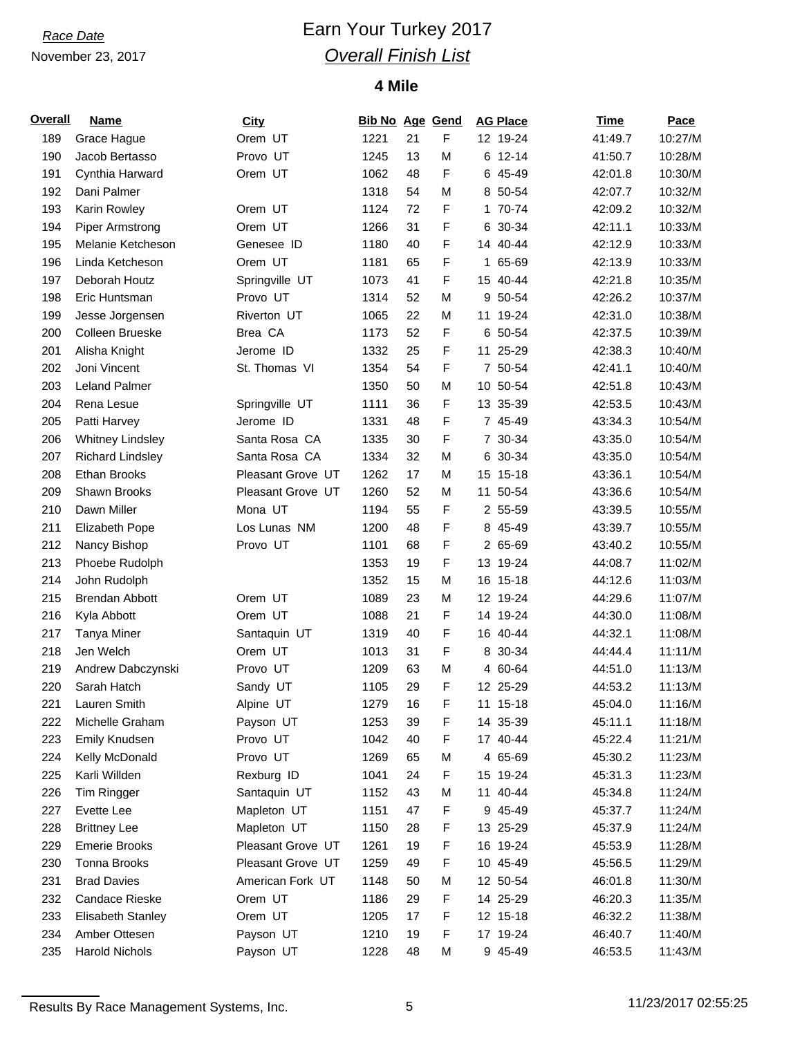*Race Date*

November 23, 2017

# Earn Your Turkey 2017

## *Overall Finish List*

### 4 Mile

| Overall | Name | City | Bib No | Age | Gend | AG Place | Time | Pace |
|---|---|---|---|---|---|---|---|---|
| 189 | Grace Hague | Orem UT | 1221 | 21 | F | 12 19-24 | 41:49.7 | 10:27/M |
| 190 | Jacob Bertasso | Provo UT | 1245 | 13 | M | 6 12-14 | 41:50.7 | 10:28/M |
| 191 | Cynthia Harward | Orem UT | 1062 | 48 | F | 6 45-49 | 42:01.8 | 10:30/M |
| 192 | Dani Palmer | | 1318 | 54 | M | 8 50-54 | 42:07.7 | 10:32/M |
| 193 | Karin Rowley | Orem UT | 1124 | 72 | F | 1 70-74 | 42:09.2 | 10:32/M |
| 194 | Piper Armstrong | Orem UT | 1266 | 31 | F | 6 30-34 | 42:11.1 | 10:33/M |
| 195 | Melanie Ketcheson | Genesee ID | 1180 | 40 | F | 14 40-44 | 42:12.9 | 10:33/M |
| 196 | Linda Ketcheson | Orem UT | 1181 | 65 | F | 1 65-69 | 42:13.9 | 10:33/M |
| 197 | Deborah Houtz | Springville UT | 1073 | 41 | F | 15 40-44 | 42:21.8 | 10:35/M |
| 198 | Eric Huntsman | Provo UT | 1314 | 52 | M | 9 50-54 | 42:26.2 | 10:37/M |
| 199 | Jesse Jorgensen | Riverton UT | 1065 | 22 | M | 11 19-24 | 42:31.0 | 10:38/M |
| 200 | Colleen Brueske | Brea CA | 1173 | 52 | F | 6 50-54 | 42:37.5 | 10:39/M |
| 201 | Alisha Knight | Jerome ID | 1332 | 25 | F | 11 25-29 | 42:38.3 | 10:40/M |
| 202 | Joni Vincent | St. Thomas VI | 1354 | 54 | F | 7 50-54 | 42:41.1 | 10:40/M |
| 203 | Leland Palmer | | 1350 | 50 | M | 10 50-54 | 42:51.8 | 10:43/M |
| 204 | Rena Lesue | Springville UT | 1111 | 36 | F | 13 35-39 | 42:53.5 | 10:43/M |
| 205 | Patti Harvey | Jerome ID | 1331 | 48 | F | 7 45-49 | 43:34.3 | 10:54/M |
| 206 | Whitney Lindsley | Santa Rosa CA | 1335 | 30 | F | 7 30-34 | 43:35.0 | 10:54/M |
| 207 | Richard Lindsley | Santa Rosa CA | 1334 | 32 | M | 6 30-34 | 43:35.0 | 10:54/M |
| 208 | Ethan Brooks | Pleasant Grove UT | 1262 | 17 | M | 15 15-18 | 43:36.1 | 10:54/M |
| 209 | Shawn Brooks | Pleasant Grove UT | 1260 | 52 | M | 11 50-54 | 43:36.6 | 10:54/M |
| 210 | Dawn Miller | Mona UT | 1194 | 55 | F | 2 55-59 | 43:39.5 | 10:55/M |
| 211 | Elizabeth Pope | Los Lunas NM | 1200 | 48 | F | 8 45-49 | 43:39.7 | 10:55/M |
| 212 | Nancy Bishop | Provo UT | 1101 | 68 | F | 2 65-69 | 43:40.2 | 10:55/M |
| 213 | Phoebe Rudolph | | 1353 | 19 | F | 13 19-24 | 44:08.7 | 11:02/M |
| 214 | John Rudolph | | 1352 | 15 | M | 16 15-18 | 44:12.6 | 11:03/M |
| 215 | Brendan Abbott | Orem UT | 1089 | 23 | M | 12 19-24 | 44:29.6 | 11:07/M |
| 216 | Kyla Abbott | Orem UT | 1088 | 21 | F | 14 19-24 | 44:30.0 | 11:08/M |
| 217 | Tanya Miner | Santaquin UT | 1319 | 40 | F | 16 40-44 | 44:32.1 | 11:08/M |
| 218 | Jen Welch | Orem UT | 1013 | 31 | F | 8 30-34 | 44:44.4 | 11:11/M |
| 219 | Andrew Dabczynski | Provo UT | 1209 | 63 | M | 4 60-64 | 44:51.0 | 11:13/M |
| 220 | Sarah Hatch | Sandy UT | 1105 | 29 | F | 12 25-29 | 44:53.2 | 11:13/M |
| 221 | Lauren Smith | Alpine UT | 1279 | 16 | F | 11 15-18 | 45:04.0 | 11:16/M |
| 222 | Michelle Graham | Payson UT | 1253 | 39 | F | 14 35-39 | 45:11.1 | 11:18/M |
| 223 | Emily Knudsen | Provo UT | 1042 | 40 | F | 17 40-44 | 45:22.4 | 11:21/M |
| 224 | Kelly McDonald | Provo UT | 1269 | 65 | M | 4 65-69 | 45:30.2 | 11:23/M |
| 225 | Karli Willden | Rexburg ID | 1041 | 24 | F | 15 19-24 | 45:31.3 | 11:23/M |
| 226 | Tim Ringger | Santaquin UT | 1152 | 43 | M | 11 40-44 | 45:34.8 | 11:24/M |
| 227 | Evette Lee | Mapleton UT | 1151 | 47 | F | 9 45-49 | 45:37.7 | 11:24/M |
| 228 | Brittney Lee | Mapleton UT | 1150 | 28 | F | 13 25-29 | 45:37.9 | 11:24/M |
| 229 | Emerie Brooks | Pleasant Grove UT | 1261 | 19 | F | 16 19-24 | 45:53.9 | 11:28/M |
| 230 | Tonna Brooks | Pleasant Grove UT | 1259 | 49 | F | 10 45-49 | 45:56.5 | 11:29/M |
| 231 | Brad Davies | American Fork UT | 1148 | 50 | M | 12 50-54 | 46:01.8 | 11:30/M |
| 232 | Candace Rieske | Orem UT | 1186 | 29 | F | 14 25-29 | 46:20.3 | 11:35/M |
| 233 | Elisabeth Stanley | Orem UT | 1205 | 17 | F | 12 15-18 | 46:32.2 | 11:38/M |
| 234 | Amber Ottesen | Payson UT | 1210 | 19 | F | 17 19-24 | 46:40.7 | 11:40/M |
| 235 | Harold Nichols | Payson UT | 1228 | 48 | M | 9 45-49 | 46:53.5 | 11:43/M |

Results By Race Management Systems, Inc. 11/23/2017 02:55:25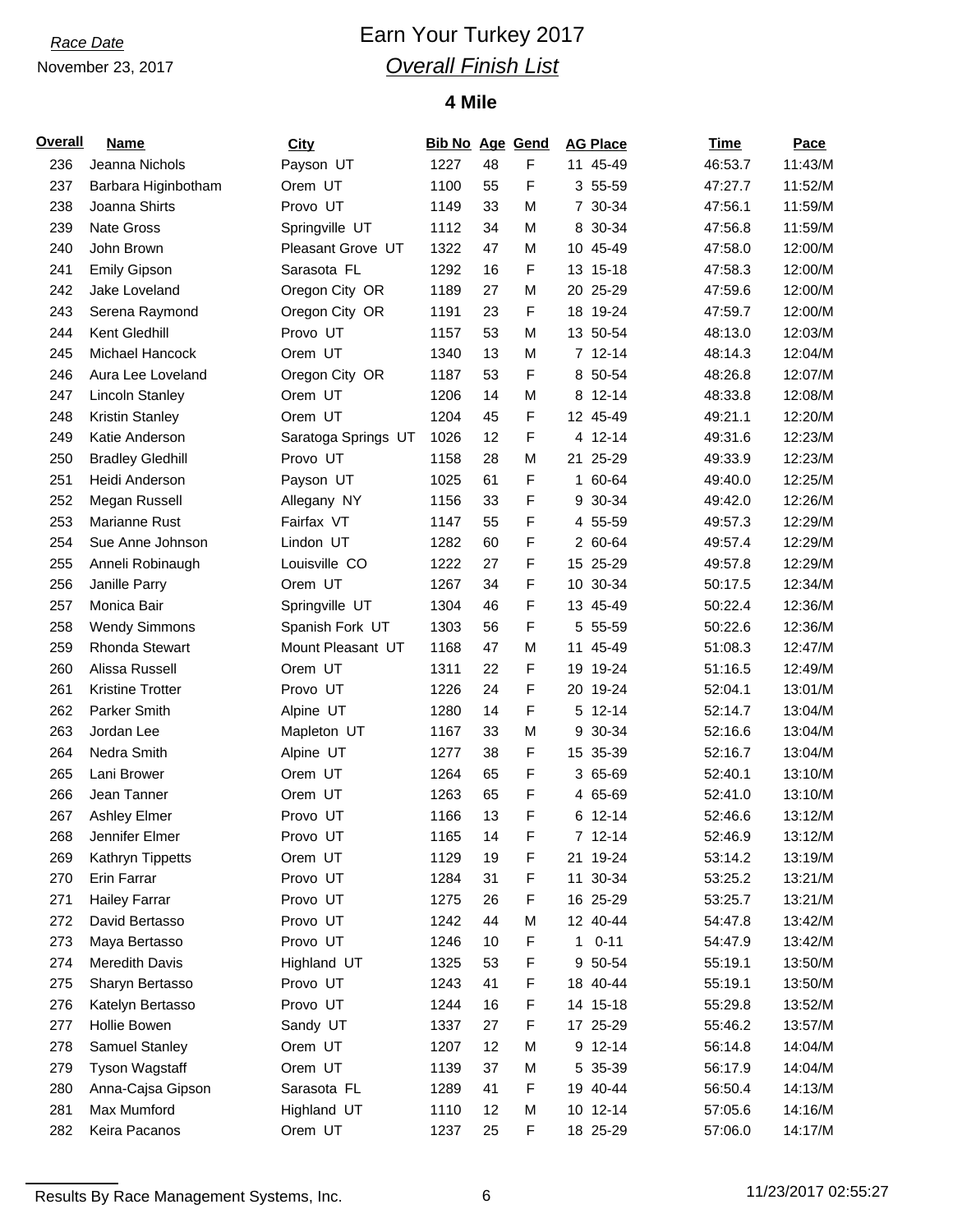*Race Date*

November 23, 2017

# Earn Your Turkey 2017

## *Overall Finish List*

### 4 Mile

| Overall | Name | City | Bib No | Age | Gend | AG Place | Time | Pace |
|---|---|---|---|---|---|---|---|---|
| 236 | Jeanna Nichols | Payson UT | 1227 | 48 | F | 11 45-49 | 46:53.7 | 11:43/M |
| 237 | Barbara Higinbotham | Orem UT | 1100 | 55 | F | 3 55-59 | 47:27.7 | 11:52/M |
| 238 | Joanna Shirts | Provo UT | 1149 | 33 | M | 7 30-34 | 47:56.1 | 11:59/M |
| 239 | Nate Gross | Springville UT | 1112 | 34 | M | 8 30-34 | 47:56.8 | 11:59/M |
| 240 | John Brown | Pleasant Grove UT | 1322 | 47 | M | 10 45-49 | 47:58.0 | 12:00/M |
| 241 | Emily Gipson | Sarasota FL | 1292 | 16 | F | 13 15-18 | 47:58.3 | 12:00/M |
| 242 | Jake Loveland | Oregon City OR | 1189 | 27 | M | 20 25-29 | 47:59.6 | 12:00/M |
| 243 | Serena Raymond | Oregon City OR | 1191 | 23 | F | 18 19-24 | 47:59.7 | 12:00/M |
| 244 | Kent Gledhill | Provo UT | 1157 | 53 | M | 13 50-54 | 48:13.0 | 12:03/M |
| 245 | Michael Hancock | Orem UT | 1340 | 13 | M | 7 12-14 | 48:14.3 | 12:04/M |
| 246 | Aura Lee Loveland | Oregon City OR | 1187 | 53 | F | 8 50-54 | 48:26.8 | 12:07/M |
| 247 | Lincoln Stanley | Orem UT | 1206 | 14 | M | 8 12-14 | 48:33.8 | 12:08/M |
| 248 | Kristin Stanley | Orem UT | 1204 | 45 | F | 12 45-49 | 49:21.1 | 12:20/M |
| 249 | Katie Anderson | Saratoga Springs UT | 1026 | 12 | F | 4 12-14 | 49:31.6 | 12:23/M |
| 250 | Bradley Gledhill | Provo UT | 1158 | 28 | M | 21 25-29 | 49:33.9 | 12:23/M |
| 251 | Heidi Anderson | Payson UT | 1025 | 61 | F | 1 60-64 | 49:40.0 | 12:25/M |
| 252 | Megan Russell | Allegany NY | 1156 | 33 | F | 9 30-34 | 49:42.0 | 12:26/M |
| 253 | Marianne Rust | Fairfax VT | 1147 | 55 | F | 4 55-59 | 49:57.3 | 12:29/M |
| 254 | Sue Anne Johnson | Lindon UT | 1282 | 60 | F | 2 60-64 | 49:57.4 | 12:29/M |
| 255 | Anneli Robinaugh | Louisville CO | 1222 | 27 | F | 15 25-29 | 49:57.8 | 12:29/M |
| 256 | Janille Parry | Orem UT | 1267 | 34 | F | 10 30-34 | 50:17.5 | 12:34/M |
| 257 | Monica Bair | Springville UT | 1304 | 46 | F | 13 45-49 | 50:22.4 | 12:36/M |
| 258 | Wendy Simmons | Spanish Fork UT | 1303 | 56 | F | 5 55-59 | 50:22.6 | 12:36/M |
| 259 | Rhonda Stewart | Mount Pleasant UT | 1168 | 47 | M | 11 45-49 | 51:08.3 | 12:47/M |
| 260 | Alissa Russell | Orem UT | 1311 | 22 | F | 19 19-24 | 51:16.5 | 12:49/M |
| 261 | Kristine Trotter | Provo UT | 1226 | 24 | F | 20 19-24 | 52:04.1 | 13:01/M |
| 262 | Parker Smith | Alpine UT | 1280 | 14 | F | 5 12-14 | 52:14.7 | 13:04/M |
| 263 | Jordan Lee | Mapleton UT | 1167 | 33 | M | 9 30-34 | 52:16.6 | 13:04/M |
| 264 | Nedra Smith | Alpine UT | 1277 | 38 | F | 15 35-39 | 52:16.7 | 13:04/M |
| 265 | Lani Brower | Orem UT | 1264 | 65 | F | 3 65-69 | 52:40.1 | 13:10/M |
| 266 | Jean Tanner | Orem UT | 1263 | 65 | F | 4 65-69 | 52:41.0 | 13:10/M |
| 267 | Ashley Elmer | Provo UT | 1166 | 13 | F | 6 12-14 | 52:46.6 | 13:12/M |
| 268 | Jennifer Elmer | Provo UT | 1165 | 14 | F | 7 12-14 | 52:46.9 | 13:12/M |
| 269 | Kathryn Tippetts | Orem UT | 1129 | 19 | F | 21 19-24 | 53:14.2 | 13:19/M |
| 270 | Erin Farrar | Provo UT | 1284 | 31 | F | 11 30-34 | 53:25.2 | 13:21/M |
| 271 | Hailey Farrar | Provo UT | 1275 | 26 | F | 16 25-29 | 53:25.7 | 13:21/M |
| 272 | David Bertasso | Provo UT | 1242 | 44 | M | 12 40-44 | 54:47.8 | 13:42/M |
| 273 | Maya Bertasso | Provo UT | 1246 | 10 | F | 1 0-11 | 54:47.9 | 13:42/M |
| 274 | Meredith Davis | Highland UT | 1325 | 53 | F | 9 50-54 | 55:19.1 | 13:50/M |
| 275 | Sharyn Bertasso | Provo UT | 1243 | 41 | F | 18 40-44 | 55:19.1 | 13:50/M |
| 276 | Katelyn Bertasso | Provo UT | 1244 | 16 | F | 14 15-18 | 55:29.8 | 13:52/M |
| 277 | Hollie Bowen | Sandy UT | 1337 | 27 | F | 17 25-29 | 55:46.2 | 13:57/M |
| 278 | Samuel Stanley | Orem UT | 1207 | 12 | M | 9 12-14 | 56:14.8 | 14:04/M |
| 279 | Tyson Wagstaff | Orem UT | 1139 | 37 | M | 5 35-39 | 56:17.9 | 14:04/M |
| 280 | Anna-Cajsa Gipson | Sarasota FL | 1289 | 41 | F | 19 40-44 | 56:50.4 | 14:13/M |
| 281 | Max Mumford | Highland UT | 1110 | 12 | M | 10 12-14 | 57:05.6 | 14:16/M |
| 282 | Keira Pacanos | Orem UT | 1237 | 25 | F | 18 25-29 | 57:06.0 | 14:17/M |

Results By Race Management Systems, Inc. 11/23/2017 02:55:27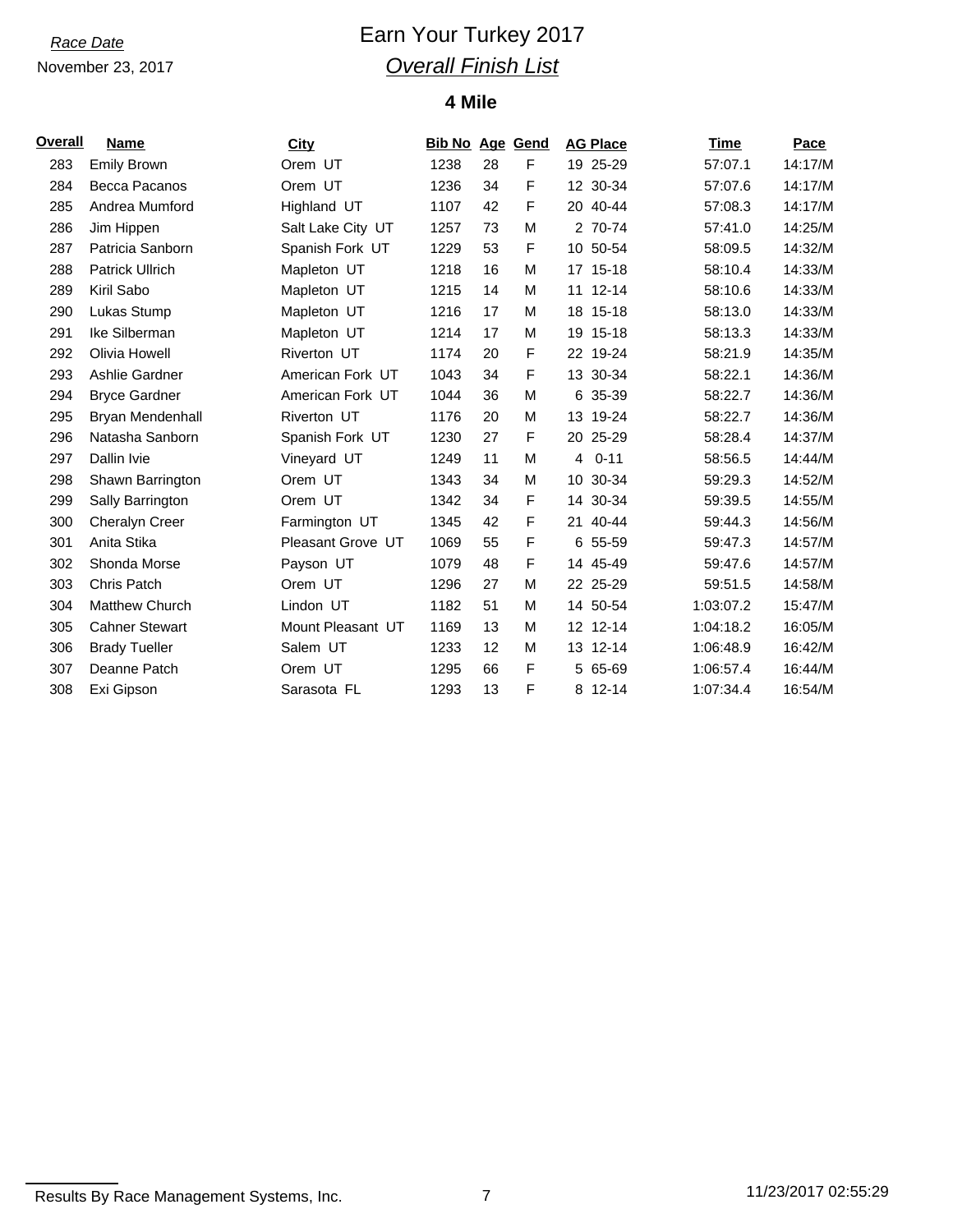*Race Date*

November 23, 2017

# Earn Your Turkey 2017

## *Overall Finish List*

### 4 Mile

| Overall | Name | City | Bib No | Age | Gend | AG Place | Time | Pace |
|---|---|---|---|---|---|---|---|---|
| 283 | Emily Brown | Orem UT | 1238 | 28 | F | 19 25-29 | 57:07.1 | 14:17/M |
| 284 | Becca Pacanos | Orem UT | 1236 | 34 | F | 12 30-34 | 57:07.6 | 14:17/M |
| 285 | Andrea Mumford | Highland UT | 1107 | 42 | F | 20 40-44 | 57:08.3 | 14:17/M |
| 286 | Jim Hippen | Salt Lake City UT | 1257 | 73 | M | 2 70-74 | 57:41.0 | 14:25/M |
| 287 | Patricia Sanborn | Spanish Fork UT | 1229 | 53 | F | 10 50-54 | 58:09.5 | 14:32/M |
| 288 | Patrick Ullrich | Mapleton UT | 1218 | 16 | M | 17 15-18 | 58:10.4 | 14:33/M |
| 289 | Kiril Sabo | Mapleton UT | 1215 | 14 | M | 11 12-14 | 58:10.6 | 14:33/M |
| 290 | Lukas Stump | Mapleton UT | 1216 | 17 | M | 18 15-18 | 58:13.0 | 14:33/M |
| 291 | Ike Silberman | Mapleton UT | 1214 | 17 | M | 19 15-18 | 58:13.3 | 14:33/M |
| 292 | Olivia Howell | Riverton UT | 1174 | 20 | F | 22 19-24 | 58:21.9 | 14:35/M |
| 293 | Ashlie Gardner | American Fork UT | 1043 | 34 | F | 13 30-34 | 58:22.1 | 14:36/M |
| 294 | Bryce Gardner | American Fork UT | 1044 | 36 | M | 6 35-39 | 58:22.7 | 14:36/M |
| 295 | Bryan Mendenhall | Riverton UT | 1176 | 20 | M | 13 19-24 | 58:22.7 | 14:36/M |
| 296 | Natasha Sanborn | Spanish Fork UT | 1230 | 27 | F | 20 25-29 | 58:28.4 | 14:37/M |
| 297 | Dallin Ivie | Vineyard UT | 1249 | 11 | M | 4 0-11 | 58:56.5 | 14:44/M |
| 298 | Shawn Barrington | Orem UT | 1343 | 34 | M | 10 30-34 | 59:29.3 | 14:52/M |
| 299 | Sally Barrington | Orem UT | 1342 | 34 | F | 14 30-34 | 59:39.5 | 14:55/M |
| 300 | Cheralyn Creer | Farmington UT | 1345 | 42 | F | 21 40-44 | 59:44.3 | 14:56/M |
| 301 | Anita Stika | Pleasant Grove UT | 1069 | 55 | F | 6 55-59 | 59:47.3 | 14:57/M |
| 302 | Shonda Morse | Payson UT | 1079 | 48 | F | 14 45-49 | 59:47.6 | 14:57/M |
| 303 | Chris Patch | Orem UT | 1296 | 27 | M | 22 25-29 | 59:51.5 | 14:58/M |
| 304 | Matthew Church | Lindon UT | 1182 | 51 | M | 14 50-54 | 1:03:07.2 | 15:47/M |
| 305 | Cahner Stewart | Mount Pleasant UT | 1169 | 13 | M | 12 12-14 | 1:04:18.2 | 16:05/M |
| 306 | Brady Tueller | Salem UT | 1233 | 12 | M | 13 12-14 | 1:06:48.9 | 16:42/M |
| 307 | Deanne Patch | Orem UT | 1295 | 66 | F | 5 65-69 | 1:06:57.4 | 16:44/M |
| 308 | Exi Gipson | Sarasota FL | 1293 | 13 | F | 8 12-14 | 1:07:34.4 | 16:54/M |

Results By Race Management Systems, Inc.

11/23/2017 02:55:29